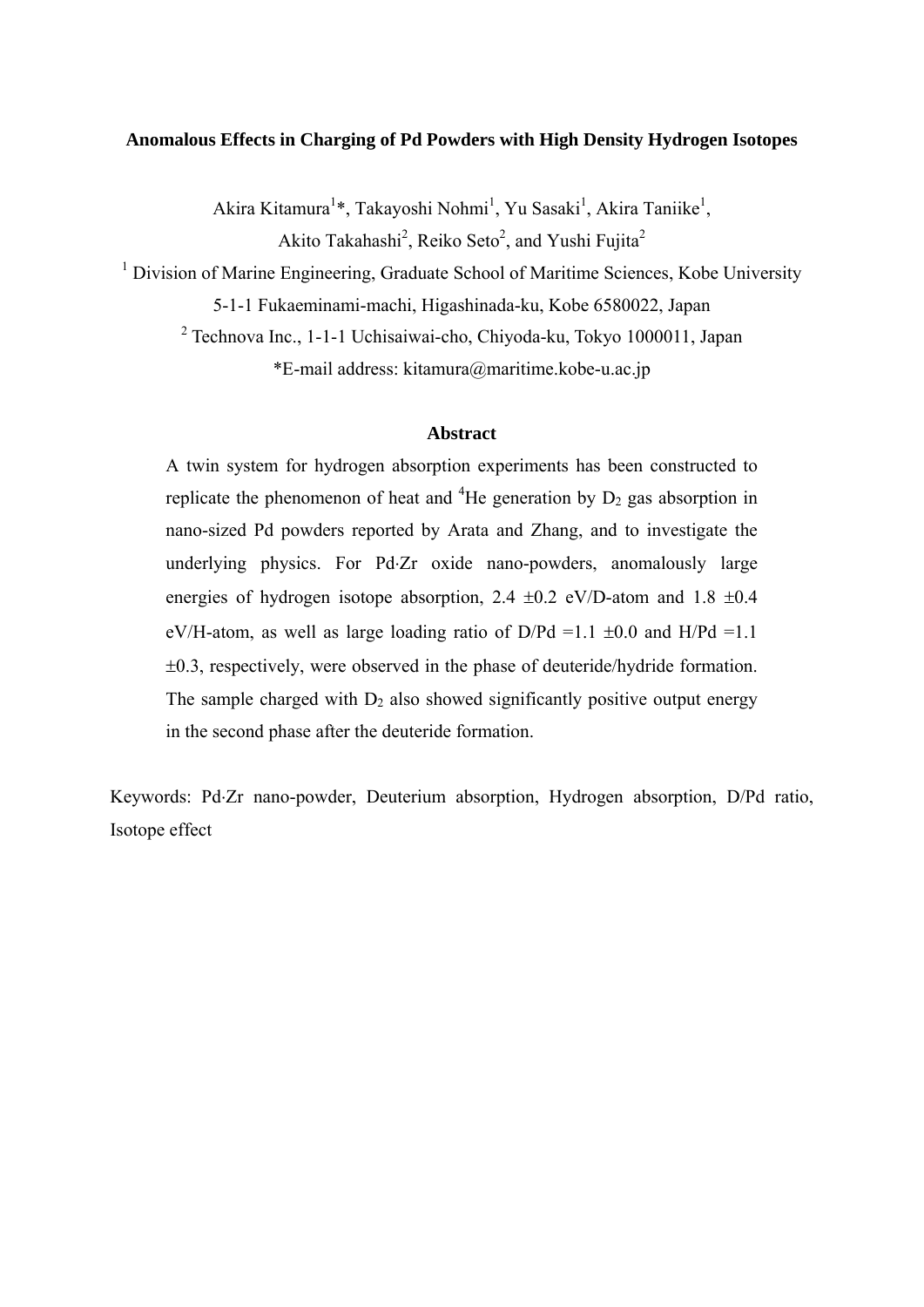# Anomalous Effects in Charging of Pd Powders with High Density Hydrogen Isotopes

Akira Kitamura[1]*, Takayoshi Nohmi[1], Yu Sasaki[1], Akira Taniike[1],
Akito Takahashi[2], Reiko Seto[2], and Yushi Fujita[2]

[1] Division of Marine Engineering, Graduate School of Maritime Sciences, Kobe University
5-1-1 Fukaeminami-machi, Higashinada-ku, Kobe 6580022, Japan

[2] Technova Inc., 1-1-1 Uchisaiwai-cho, Chiyoda-ku, Tokyo 1000011, Japan

*E-mail address: kitamura@maritime.kobe-u.ac.jp

## Abstract

A twin system for hydrogen absorption experiments has been constructed to replicate the phenomenon of heat and $^4He$ generation by $D_2$ gas absorption in nano-sized Pd powders reported by Arata and Zhang, and to investigate the underlying physics. For Pd·Zr oxide nano-powders, anomalously large energies of hydrogen isotope absorption, 2.4 ±0.2 eV/D-atom and 1.8 ±0.4 eV/H-atom, as well as large loading ratio of D/Pd =1.1 ±0.0 and H/Pd =1.1 ±0.3, respectively, were observed in the phase of deuteride/hydride formation. The sample charged with $D_2$ also showed significantly positive output energy in the second phase after the deuteride formation.

Keywords: Pd·Zr nano-powder, Deuterium absorption, Hydrogen absorption, D/Pd ratio, Isotope effect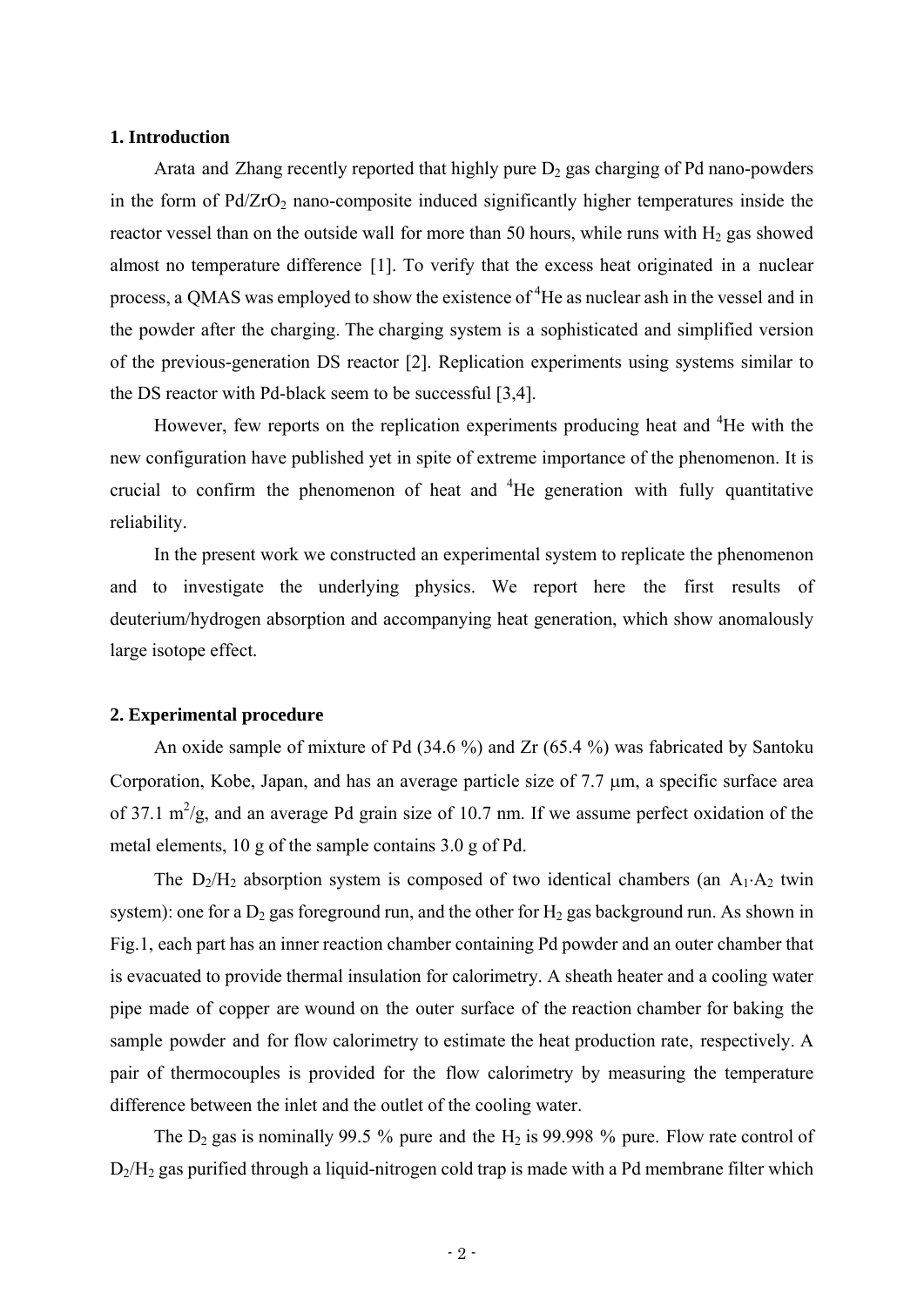## 1. Introduction

Arata and Zhang recently reported that highly pure $D_2$ gas charging of Pd nano-powders in the form of $Pd/ZrO_2$ nano-composite induced significantly higher temperatures inside the reactor vessel than on the outside wall for more than 50 hours, while runs with $H_2$ gas showed almost no temperature difference [1]. To verify that the excess heat originated in a nuclear process, a QMAS was employed to show the existence of $^4$He as nuclear ash in the vessel and in the powder after the charging. The charging system is a sophisticated and simplified version of the previous-generation DS reactor [2]. Replication experiments using systems similar to the DS reactor with Pd-black seem to be successful [3,4].

However, few reports on the replication experiments producing heat and $^4$He with the new configuration have published yet in spite of extreme importance of the phenomenon. It is crucial to confirm the phenomenon of heat and $^4$He generation with fully quantitative reliability.

In the present work we constructed an experimental system to replicate the phenomenon and to investigate the underlying physics. We report here the first results of deuterium/hydrogen absorption and accompanying heat generation, which show anomalously large isotope effect.

## 2. Experimental procedure

An oxide sample of mixture of Pd (34.6 %) and Zr (65.4 %) was fabricated by Santoku Corporation, Kobe, Japan, and has an average particle size of 7.7 μm, a specific surface area of 37.1 $m^2$/g, and an average Pd grain size of 10.7 nm. If we assume perfect oxidation of the metal elements, 10 g of the sample contains 3.0 g of Pd.

The $D_2/H_2$ absorption system is composed of two identical chambers (an $A_1 \cdot A_2$ twin system): one for a $D_2$ gas foreground run, and the other for $H_2$ gas background run. As shown in Fig.1, each part has an inner reaction chamber containing Pd powder and an outer chamber that is evacuated to provide thermal insulation for calorimetry. A sheath heater and a cooling water pipe made of copper are wound on the outer surface of the reaction chamber for baking the sample powder and for flow calorimetry to estimate the heat production rate, respectively. A pair of thermocouples is provided for the flow calorimetry by measuring the temperature difference between the inlet and the outlet of the cooling water.

The $D_2$ gas is nominally 99.5 % pure and the $H_2$ is 99.998 % pure. Flow rate control of $D_2/H_2$ gas purified through a liquid-nitrogen cold trap is made with a Pd membrane filter which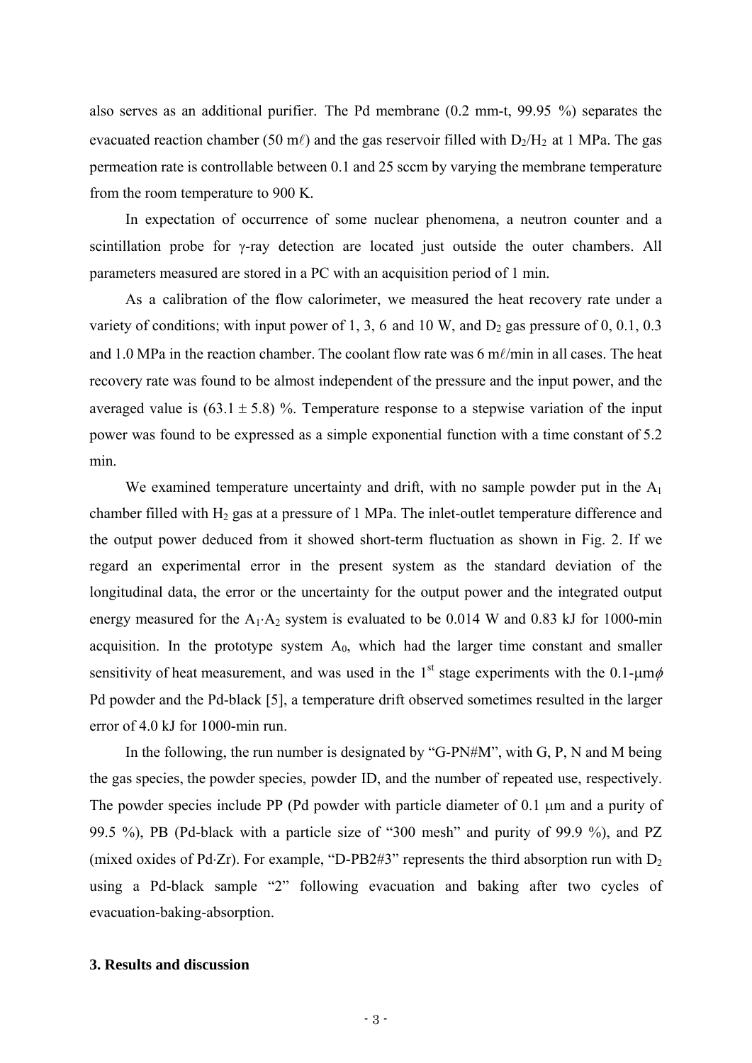also serves as an additional purifier. The Pd membrane (0.2 mm-t, 99.95 %) separates the evacuated reaction chamber (50 mℓ) and the gas reservoir filled with $D_2/H_2$ at 1 MPa. The gas permeation rate is controllable between 0.1 and 25 sccm by varying the membrane temperature from the room temperature to 900 K.

In expectation of occurrence of some nuclear phenomena, a neutron counter and a scintillation probe for $\gamma$-ray detection are located just outside the outer chambers. All parameters measured are stored in a PC with an acquisition period of 1 min.

As a calibration of the flow calorimeter, we measured the heat recovery rate under a variety of conditions; with input power of 1, 3, 6 and 10 W, and $D_2$ gas pressure of 0, 0.1, 0.3 and 1.0 MPa in the reaction chamber. The coolant flow rate was 6 mℓ/min in all cases. The heat recovery rate was found to be almost independent of the pressure and the input power, and the averaged value is $(63.1 \pm 5.8)$ %. Temperature response to a stepwise variation of the input power was found to be expressed as a simple exponential function with a time constant of 5.2 min.

We examined temperature uncertainty and drift, with no sample powder put in the $A_1$ chamber filled with $H_2$ gas at a pressure of 1 MPa. The inlet-outlet temperature difference and the output power deduced from it showed short-term fluctuation as shown in Fig. 2. If we regard an experimental error in the present system as the standard deviation of the longitudinal data, the error or the uncertainty for the output power and the integrated output energy measured for the $A_1 \cdot A_2$ system is evaluated to be 0.014 W and 0.83 kJ for 1000-min acquisition. In the prototype system $A_0$, which had the larger time constant and smaller sensitivity of heat measurement, and was used in the 1st stage experiments with the 0.1-μm$\phi$ Pd powder and the Pd-black [5], a temperature drift observed sometimes resulted in the larger error of 4.0 kJ for 1000-min run.

In the following, the run number is designated by "G-PN#M", with G, P, N and M being the gas species, the powder species, powder ID, and the number of repeated use, respectively. The powder species include PP (Pd powder with particle diameter of 0.1 μm and a purity of 99.5 %), PB (Pd-black with a particle size of "300 mesh" and purity of 99.9 %), and PZ (mixed oxides of Pd·Zr). For example, "D-PB2#3" represents the third absorption run with $D_2$ using a Pd-black sample "2" following evacuation and baking after two cycles of evacuation-baking-absorption.

### 3. Results and discussion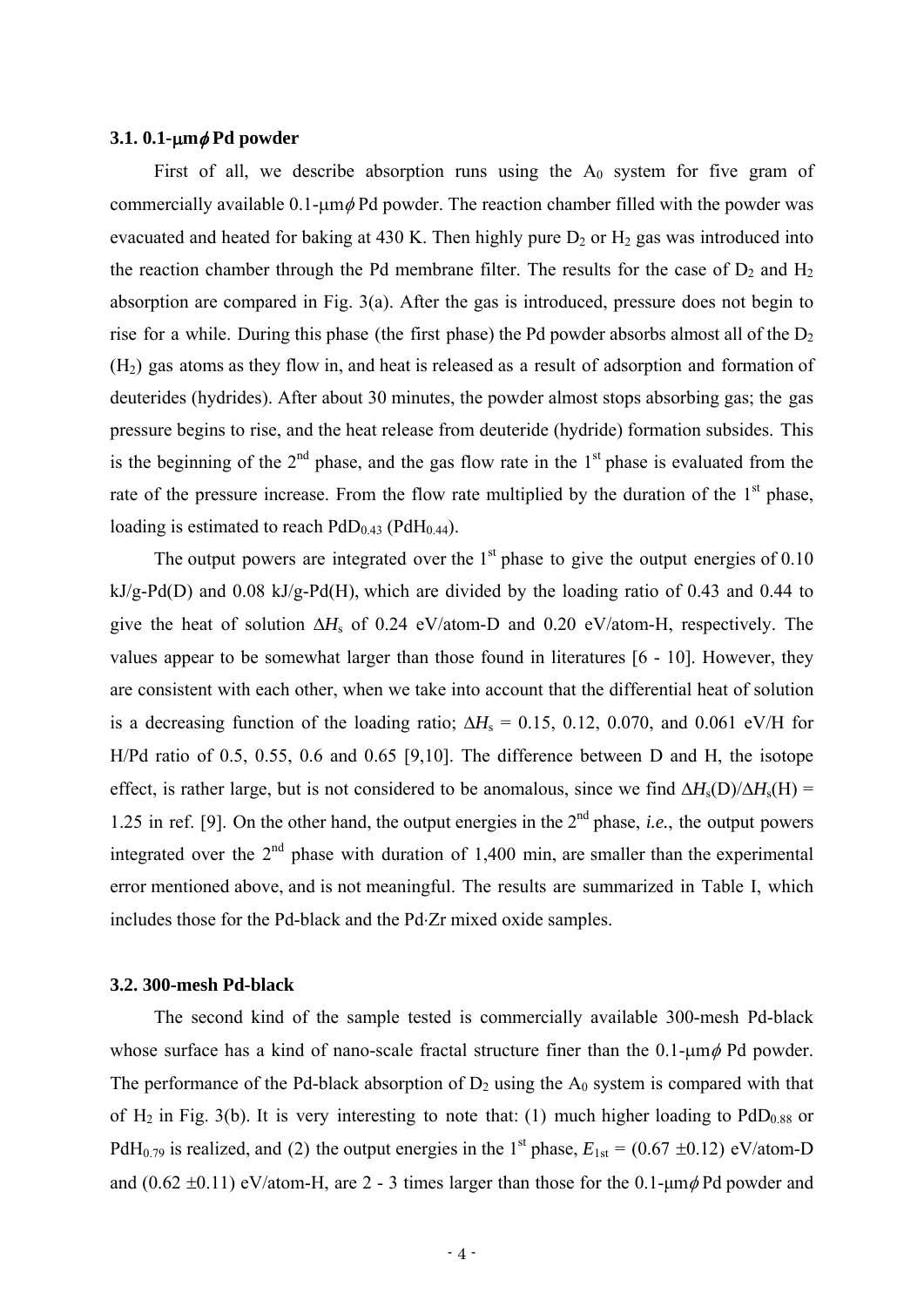### 3.1. 0.1-$\mu$m$\phi$ Pd powder

First of all, we describe absorption runs using the $A_0$ system for five gram of commercially available 0.1-$\mu$m$\phi$ Pd powder. The reaction chamber filled with the powder was evacuated and heated for baking at 430 K. Then highly pure $D_2$ or $H_2$ gas was introduced into the reaction chamber through the Pd membrane filter. The results for the case of $D_2$ and $H_2$ absorption are compared in Fig. 3(a). After the gas is introduced, pressure does not begin to rise for a while. During this phase (the first phase) the Pd powder absorbs almost all of the $D_2$ ($H_2$) gas atoms as they flow in, and heat is released as a result of adsorption and formation of deuterides (hydrides). After about 30 minutes, the powder almost stops absorbing gas; the gas pressure begins to rise, and the heat release from deuteride (hydride) formation subsides. This is the beginning of the 2[nd] phase, and the gas flow rate in the 1[st] phase is evaluated from the rate of the pressure increase. From the flow rate multiplied by the duration of the 1[st] phase, loading is estimated to reach $PdD_{0.43}$ ($PdH_{0.44}$).

The output powers are integrated over the 1[st] phase to give the output energies of 0.10 kJ/g-Pd(D) and 0.08 kJ/g-Pd(H), which are divided by the loading ratio of 0.43 and 0.44 to give the heat of solution $\Delta H_s$ of 0.24 eV/atom-D and 0.20 eV/atom-H, respectively. The values appear to be somewhat larger than those found in literatures [6 - 10]. However, they are consistent with each other, when we take into account that the differential heat of solution is a decreasing function of the loading ratio; $\Delta H_s$ = 0.15, 0.12, 0.070, and 0.061 eV/H for H/Pd ratio of 0.5, 0.55, 0.6 and 0.65 [9,10]. The difference between D and H, the isotope effect, is rather large, but is not considered to be anomalous, since we find $\Delta H_s(D)/\Delta H_s(H)$ = 1.25 in ref. [9]. On the other hand, the output energies in the 2[nd] phase, *i.e.*, the output powers integrated over the 2[nd] phase with duration of 1,400 min, are smaller than the experimental error mentioned above, and is not meaningful. The results are summarized in Table I, which includes those for the Pd-black and the Pd·Zr mixed oxide samples.

### 3.2. 300-mesh Pd-black

The second kind of the sample tested is commercially available 300-mesh Pd-black whose surface has a kind of nano-scale fractal structure finer than the 0.1-$\mu$m$\phi$ Pd powder. The performance of the Pd-black absorption of $D_2$ using the $A_0$ system is compared with that of $H_2$ in Fig. 3(b). It is very interesting to note that: (1) much higher loading to $PdD_{0.88}$ or $PdH_{0.79}$ is realized, and (2) the output energies in the 1[st] phase, $E_{1st}$ = (0.67 $\pm$0.12) eV/atom-D and (0.62 $\pm$0.11) eV/atom-H, are 2 - 3 times larger than those for the 0.1-$\mu$m$\phi$ Pd powder and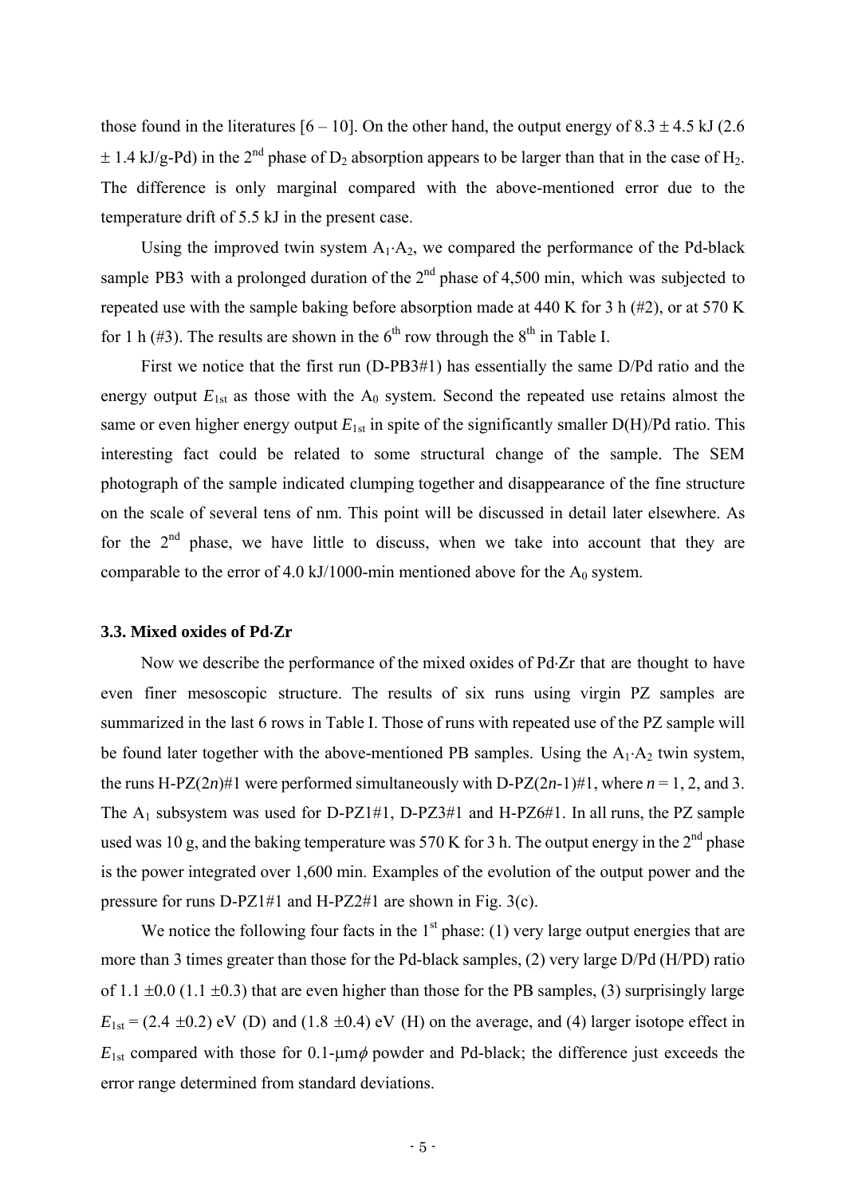those found in the literatures [6 – 10]. On the other hand, the output energy of 8.3 ± 4.5 kJ (2.6 ± 1.4 kJ/g-Pd) in the 2[nd] phase of $D_2$ absorption appears to be larger than that in the case of $H_2$. The difference is only marginal compared with the above-mentioned error due to the temperature drift of 5.5 kJ in the present case.

Using the improved twin system $A_1 \cdot A_2$, we compared the performance of the Pd-black sample PB3 with a prolonged duration of the 2[nd] phase of 4,500 min, which was subjected to repeated use with the sample baking before absorption made at 440 K for 3 h (#2), or at 570 K for 1 h (#3). The results are shown in the 6[th] row through the 8[th] in Table I.

First we notice that the first run (D-PB3#1) has essentially the same D/Pd ratio and the energy output $E_{1st}$ as those with the $A_0$ system. Second the repeated use retains almost the same or even higher energy output $E_{1st}$ in spite of the significantly smaller D(H)/Pd ratio. This interesting fact could be related to some structural change of the sample. The SEM photograph of the sample indicated clumping together and disappearance of the fine structure on the scale of several tens of nm. This point will be discussed in detail later elsewhere. As for the 2[nd] phase, we have little to discuss, when we take into account that they are comparable to the error of 4.0 kJ/1000-min mentioned above for the $A_0$ system.

### 3.3. Mixed oxides of Pd·Zr

Now we describe the performance of the mixed oxides of Pd·Zr that are thought to have even finer mesoscopic structure. The results of six runs using virgin PZ samples are summarized in the last 6 rows in Table I. Those of runs with repeated use of the PZ sample will be found later together with the above-mentioned PB samples. Using the $A_1 \cdot A_2$ twin system, the runs H-PZ(2*n*)#1 were performed simultaneously with D-PZ(2*n*-1)#1, where $n = 1$, 2, and 3. The $A_1$ subsystem was used for D-PZ1#1, D-PZ3#1 and H-PZ6#1. In all runs, the PZ sample used was 10 g, and the baking temperature was 570 K for 3 h. The output energy in the 2[nd] phase is the power integrated over 1,600 min. Examples of the evolution of the output power and the pressure for runs D-PZ1#1 and H-PZ2#1 are shown in Fig. 3(c).

We notice the following four facts in the 1[st] phase: (1) very large output energies that are more than 3 times greater than those for the Pd-black samples, (2) very large D/Pd (H/PD) ratio of 1.1 ±0.0 (1.1 ±0.3) that are even higher than those for the PB samples, (3) surprisingly large $E_{1st}$ = (2.4 ±0.2) eV (D) and (1.8 ±0.4) eV (H) on the average, and (4) larger isotope effect in $E_{1st}$ compared with those for 0.1-μm$\phi$ powder and Pd-black; the difference just exceeds the error range determined from standard deviations.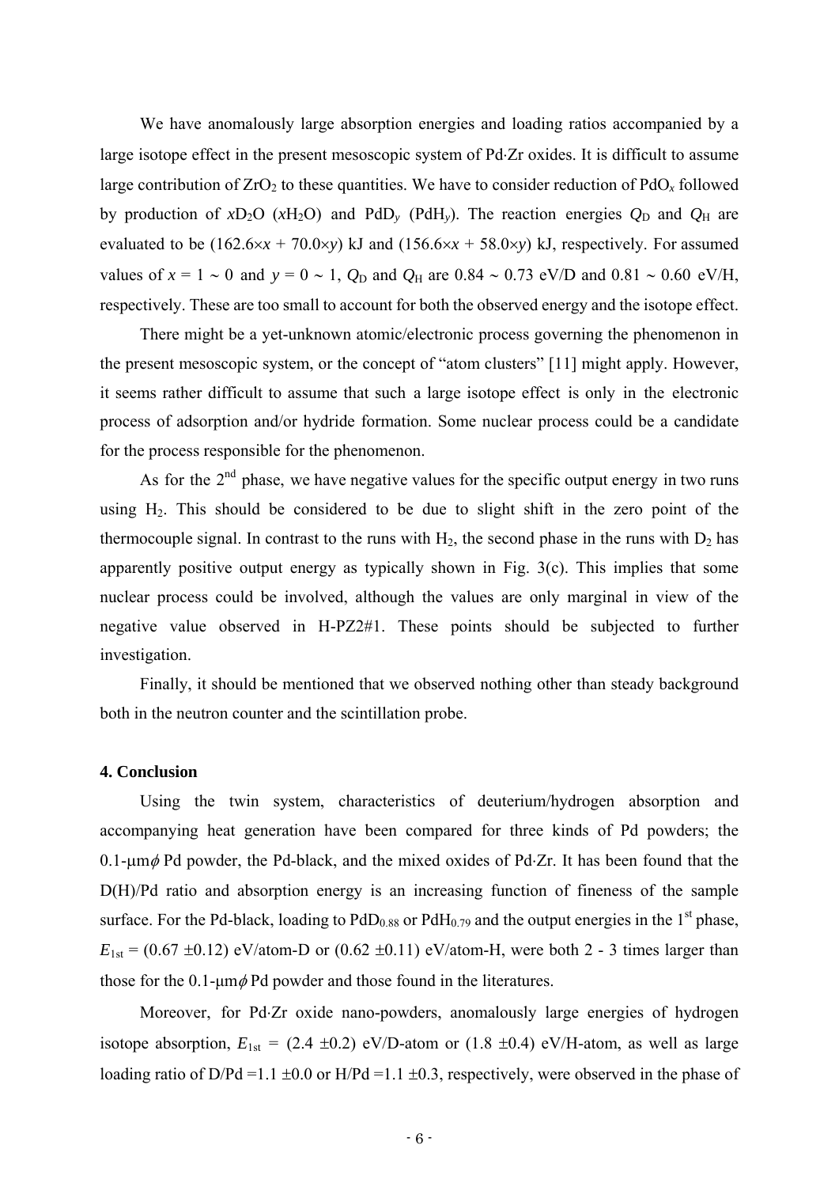We have anomalously large absorption energies and loading ratios accompanied by a large isotope effect in the present mesoscopic system of Pd·Zr oxides. It is difficult to assume large contribution of $ZrO_2$ to these quantities. We have to consider reduction of $PdO_x$ followed by production of $xD_2O$ ($xH_2O$) and $PdD_y$ ($PdH_y$). The reaction energies $Q_D$ and $Q_H$ are evaluated to be ($162.6 \times x + 70.0 \times y$) kJ and ($156.6 \times x + 58.0 \times y$) kJ, respectively. For assumed values of $x = 1 \sim 0$ and $y = 0 \sim 1$, $Q_D$ and $Q_H$ are 0.84 ~ 0.73 eV/D and 0.81 ~ 0.60 eV/H, respectively. These are too small to account for both the observed energy and the isotope effect.

There might be a yet-unknown atomic/electronic process governing the phenomenon in the present mesoscopic system, or the concept of "atom clusters" [11] might apply. However, it seems rather difficult to assume that such a large isotope effect is only in the electronic process of adsorption and/or hydride formation. Some nuclear process could be a candidate for the process responsible for the phenomenon.

As for the 2nd phase, we have negative values for the specific output energy in two runs using $H_2$. This should be considered to be due to slight shift in the zero point of the thermocouple signal. In contrast to the runs with $H_2$, the second phase in the runs with $D_2$ has apparently positive output energy as typically shown in Fig. 3(c). This implies that some nuclear process could be involved, although the values are only marginal in view of the negative value observed in H-PZ2#1. These points should be subjected to further investigation.

Finally, it should be mentioned that we observed nothing other than steady background both in the neutron counter and the scintillation probe.

### 4. Conclusion

Using the twin system, characteristics of deuterium/hydrogen absorption and accompanying heat generation have been compared for three kinds of Pd powders; the 0.1-μm$\phi$ Pd powder, the Pd-black, and the mixed oxides of Pd·Zr. It has been found that the D(H)/Pd ratio and absorption energy is an increasing function of fineness of the sample surface. For the Pd-black, loading to $PdD_{0.88}$ or $PdH_{0.79}$ and the output energies in the 1st phase, $E_{1st}$ = (0.67 ±0.12) eV/atom-D or (0.62 ±0.11) eV/atom-H, were both 2 - 3 times larger than those for the 0.1-μm$\phi$ Pd powder and those found in the literatures.

Moreover, for Pd·Zr oxide nano-powders, anomalously large energies of hydrogen isotope absorption, $E_{1st}$ = (2.4 ±0.2) eV/D-atom or (1.8 ±0.4) eV/H-atom, as well as large loading ratio of D/Pd =1.1 ±0.0 or H/Pd =1.1 ±0.3, respectively, were observed in the phase of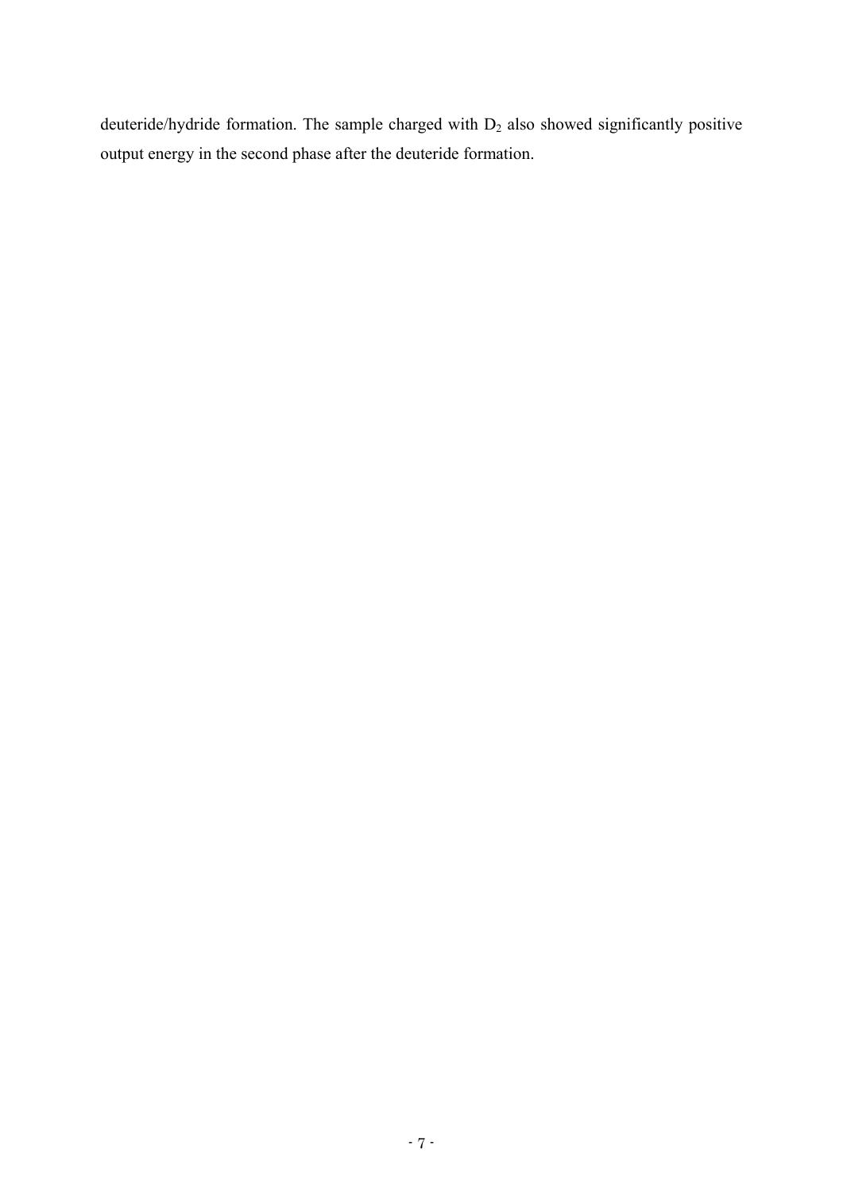deuteride/hydride formation. The sample charged with $D_2$ also showed significantly positive output energy in the second phase after the deuteride formation.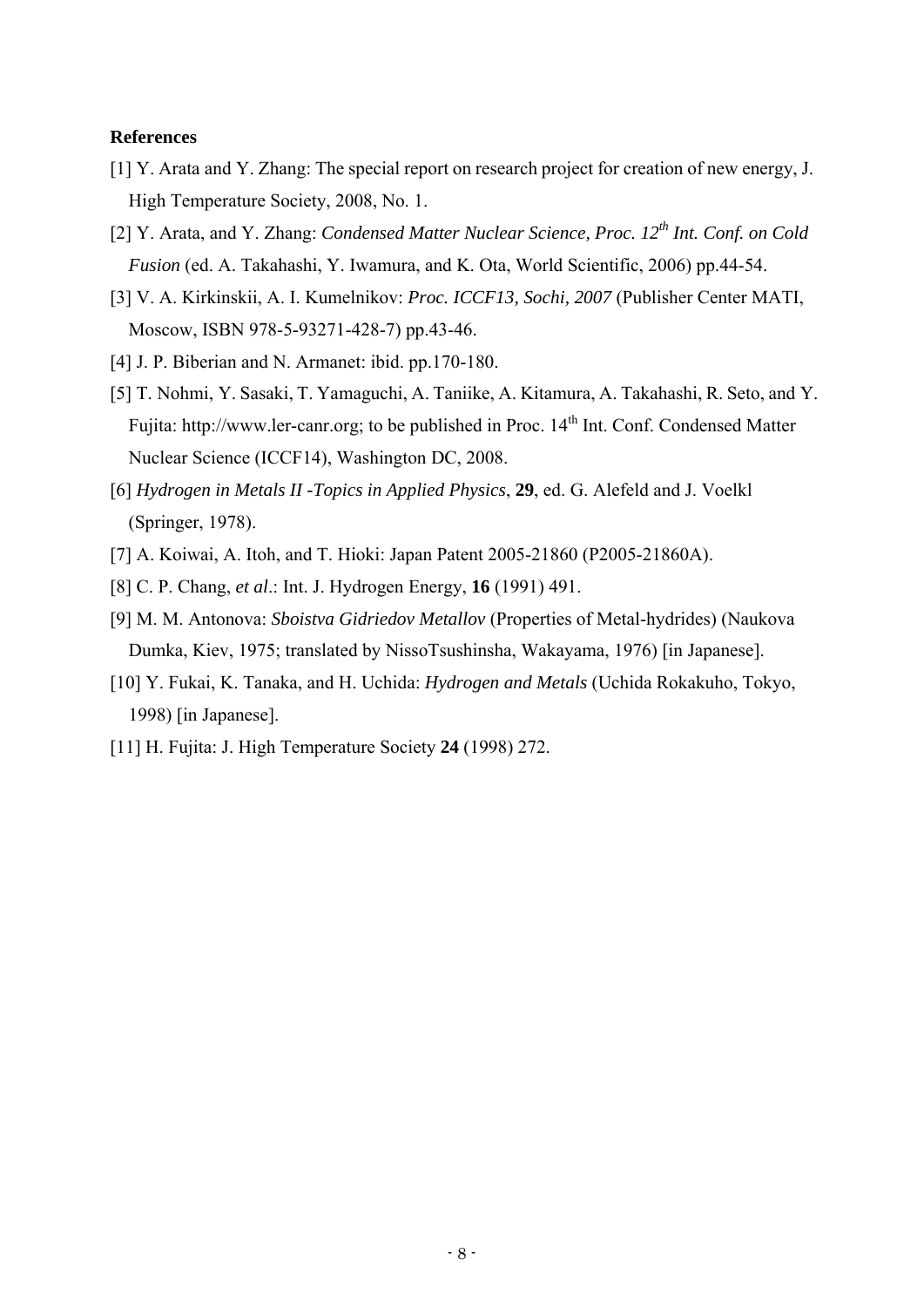**References**

[1] Y. Arata and Y. Zhang: The special report on research project for creation of new energy, J. High Temperature Society, 2008, No. 1.

[2] Y. Arata, and Y. Zhang: *Condensed Matter Nuclear Science, Proc. 12th Int. Conf. on Cold Fusion* (ed. A. Takahashi, Y. Iwamura, and K. Ota, World Scientific, 2006) pp.44-54.

[3] V. A. Kirkinskii, A. I. Kumelnikov: *Proc. ICCF13, Sochi, 2007* (Publisher Center MATI, Moscow, ISBN 978-5-93271-428-7) pp.43-46.

[4] J. P. Biberian and N. Armanet: ibid. pp.170-180.

[5] T. Nohmi, Y. Sasaki, T. Yamaguchi, A. Taniike, A. Kitamura, A. Takahashi, R. Seto, and Y. Fujita: http://www.ler-canr.org; to be published in Proc. 14th Int. Conf. Condensed Matter Nuclear Science (ICCF14), Washington DC, 2008.

[6] *Hydrogen in Metals II -Topics in Applied Physics*, **29**, ed. G. Alefeld and J. Voelkl (Springer, 1978).

[7] A. Koiwai, A. Itoh, and T. Hioki: Japan Patent 2005-21860 (P2005-21860A).

[8] C. P. Chang, *et al*.: Int. J. Hydrogen Energy, **16** (1991) 491.

[9] M. M. Antonova: *Sboistva Gidriedov Metallov* (Properties of Metal-hydrides) (Naukova Dumka, Kiev, 1975; translated by NissoTsushinsha, Wakayama, 1976) [in Japanese].

[10] Y. Fukai, K. Tanaka, and H. Uchida: *Hydrogen and Metals* (Uchida Rokakuho, Tokyo, 1998) [in Japanese].

[11] H. Fujita: J. High Temperature Society **24** (1998) 272.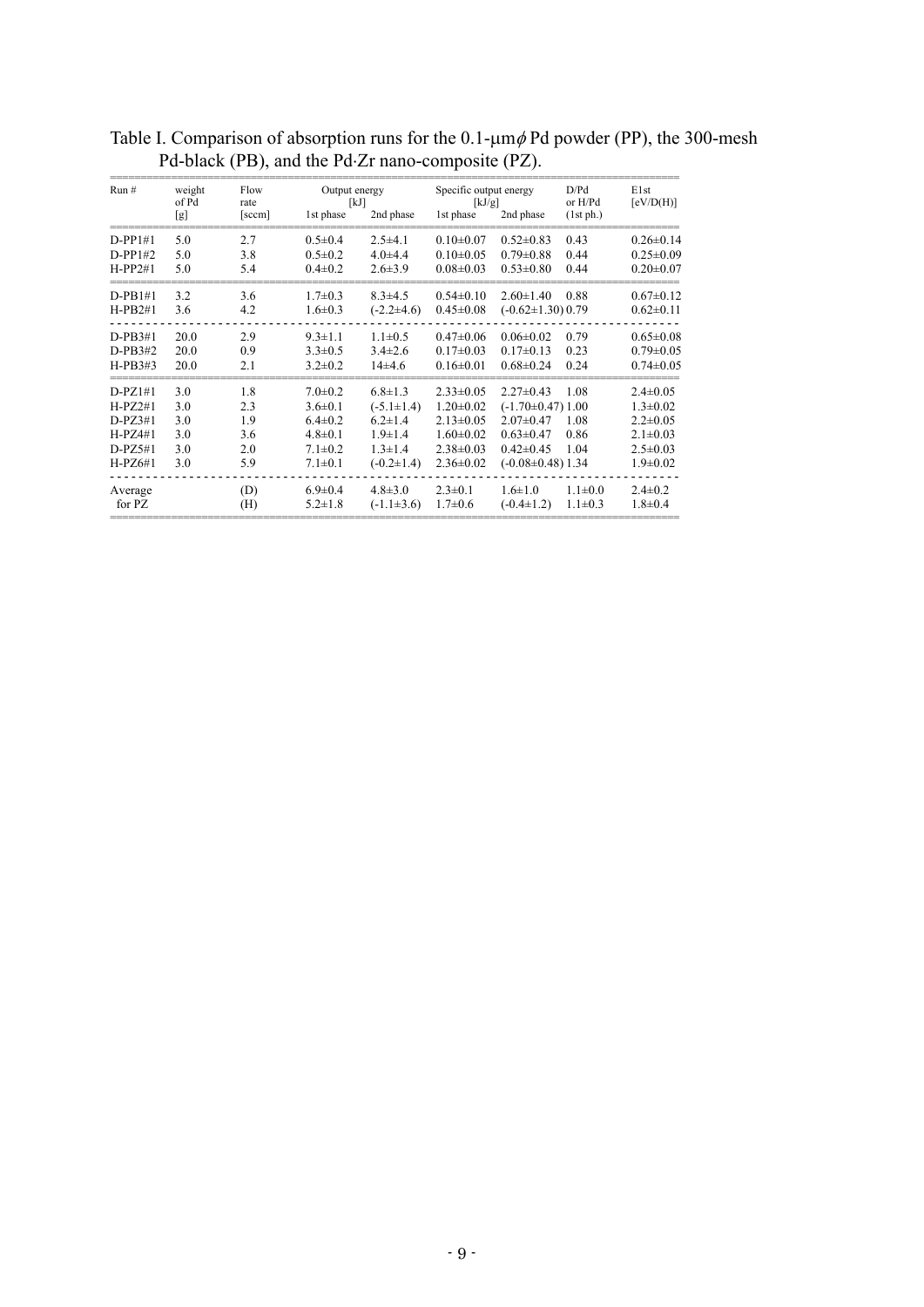Table I. Comparison of absorption runs for the 0.1-μm$\phi$ Pd powder (PP), the 300-mesh Pd-black (PB), and the Pd·Zr nano-composite (PZ).

| Run # | weight of Pd [g] | Flow rate [sccm] | Output energy [kJ] 1st phase | Output energy [kJ] 2nd phase | Specific output energy [kJ/g] 1st phase | Specific output energy [kJ/g] 2nd phase | D/Pd or H/Pd (1st ph.) | E1st [eV/D(H)] |
|---|---|---|---|---|---|---|---|---|
| D-PP1#1 | 5.0 | 2.7 | 0.5±0.4 | 2.5±4.1 | 0.10±0.07 | 0.52±0.83 | 0.43 | 0.26±0.14 |
| D-PP1#2 | 5.0 | 3.8 | 0.5±0.2 | 4.0±4.4 | 0.10±0.05 | 0.79±0.88 | 0.44 | 0.25±0.09 |
| H-PP2#1 | 5.0 | 5.4 | 0.4±0.2 | 2.6±3.9 | 0.08±0.03 | 0.53±0.80 | 0.44 | 0.20±0.07 |
| D-PB1#1 | 3.2 | 3.6 | 1.7±0.3 | 8.3±4.5 | 0.54±0.10 | 2.60±1.40 | 0.88 | 0.67±0.12 |
| H-PB2#1 | 3.6 | 4.2 | 1.6±0.3 | (-2.2±4.6) | 0.45±0.08 | (-0.62±1.30) | 0.79 | 0.62±0.11 |
| D-PB3#1 | 20.0 | 2.9 | 9.3±1.1 | 1.1±0.5 | 0.47±0.06 | 0.06±0.02 | 0.79 | 0.65±0.08 |
| D-PB3#2 | 20.0 | 0.9 | 3.3±0.5 | 3.4±2.6 | 0.17±0.03 | 0.17±0.13 | 0.23 | 0.79±0.05 |
| H-PB3#3 | 20.0 | 2.1 | 3.2±0.2 | 14±4.6 | 0.16±0.01 | 0.68±0.24 | 0.24 | 0.74±0.05 |
| D-PZ1#1 | 3.0 | 1.8 | 7.0±0.2 | 6.8±1.3 | 2.33±0.05 | 2.27±0.43 | 1.08 | 2.4±0.05 |
| H-PZ2#1 | 3.0 | 2.3 | 3.6±0.1 | (-5.1±1.4) | 1.20±0.02 | (-1.70±0.47) | 1.00 | 1.3±0.02 |
| D-PZ3#1 | 3.0 | 1.9 | 6.4±0.2 | 6.2±1.4 | 2.13±0.05 | 2.07±0.47 | 1.08 | 2.2±0.05 |
| H-PZ4#1 | 3.0 | 3.6 | 4.8±0.1 | 1.9±1.4 | 1.60±0.02 | 0.63±0.47 | 0.86 | 2.1±0.03 |
| D-PZ5#1 | 3.0 | 2.0 | 7.1±0.2 | 1.3±1.4 | 2.38±0.03 | 0.42±0.45 | 1.04 | 2.5±0.03 |
| H-PZ6#1 | 3.0 | 5.9 | 7.1±0.1 | (-0.2±1.4) | 2.36±0.02 | (-0.08±0.48) | 1.34 | 1.9±0.02 |
| Average for PZ | | (D) | 6.9±0.4 | 4.8±3.0 | 2.3±0.1 | 1.6±1.0 | 1.1±0.0 | 2.4±0.2 |
| | | (H) | 5.2±1.8 | (-1.1±3.6) | 1.7±0.6 | (-0.4±1.2) | 1.1±0.3 | 1.8±0.4 |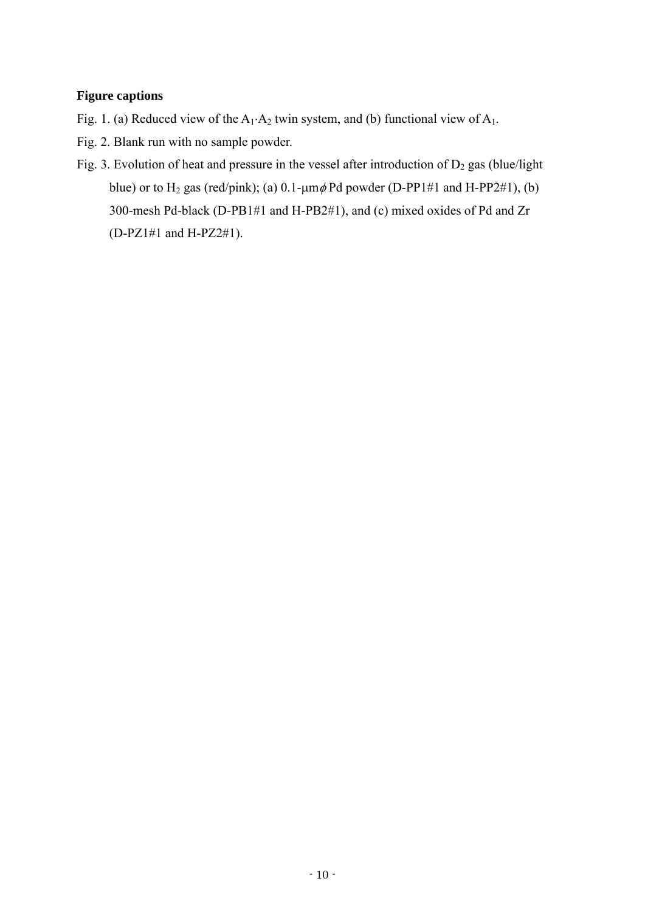**Figure captions**

Fig. 1. (a) Reduced view of the $A_1 \cdot A_2$ twin system, and (b) functional view of $A_1$.

Fig. 2. Blank run with no sample powder.

Fig. 3. Evolution of heat and pressure in the vessel after introduction of $D_2$ gas (blue/light blue) or to $H_2$ gas (red/pink); (a) 0.1-μm$\phi$ Pd powder (D-PP1#1 and H-PP2#1), (b) 300-mesh Pd-black (D-PB1#1 and H-PB2#1), and (c) mixed oxides of Pd and Zr (D-PZ1#1 and H-PZ2#1).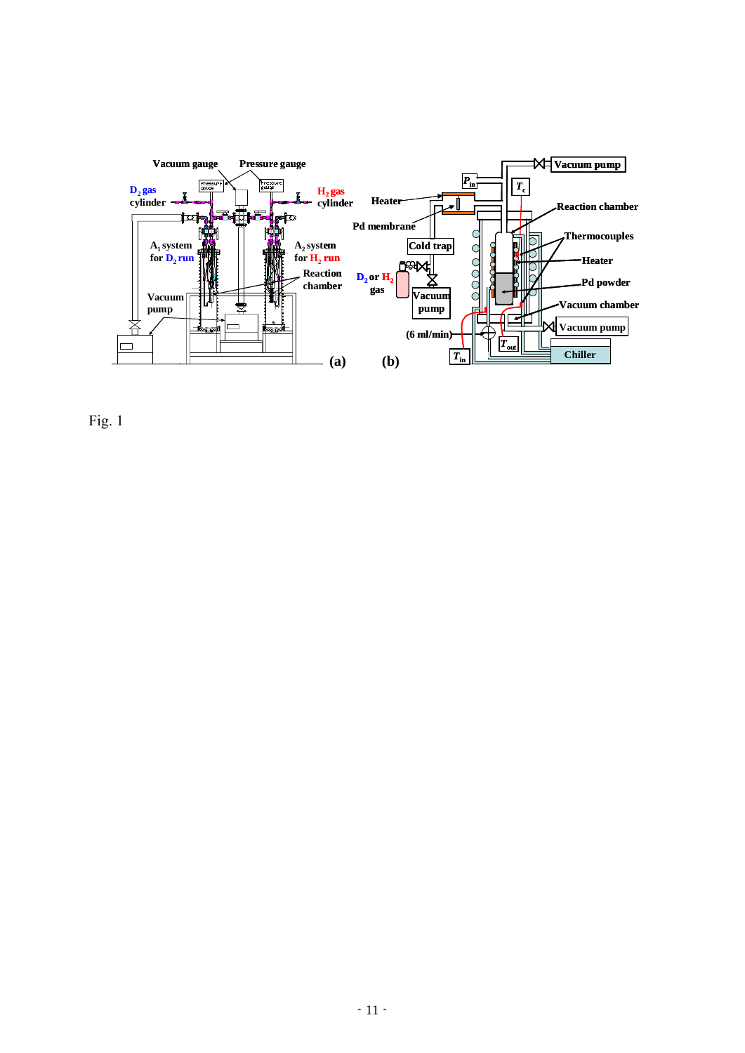Fig. 1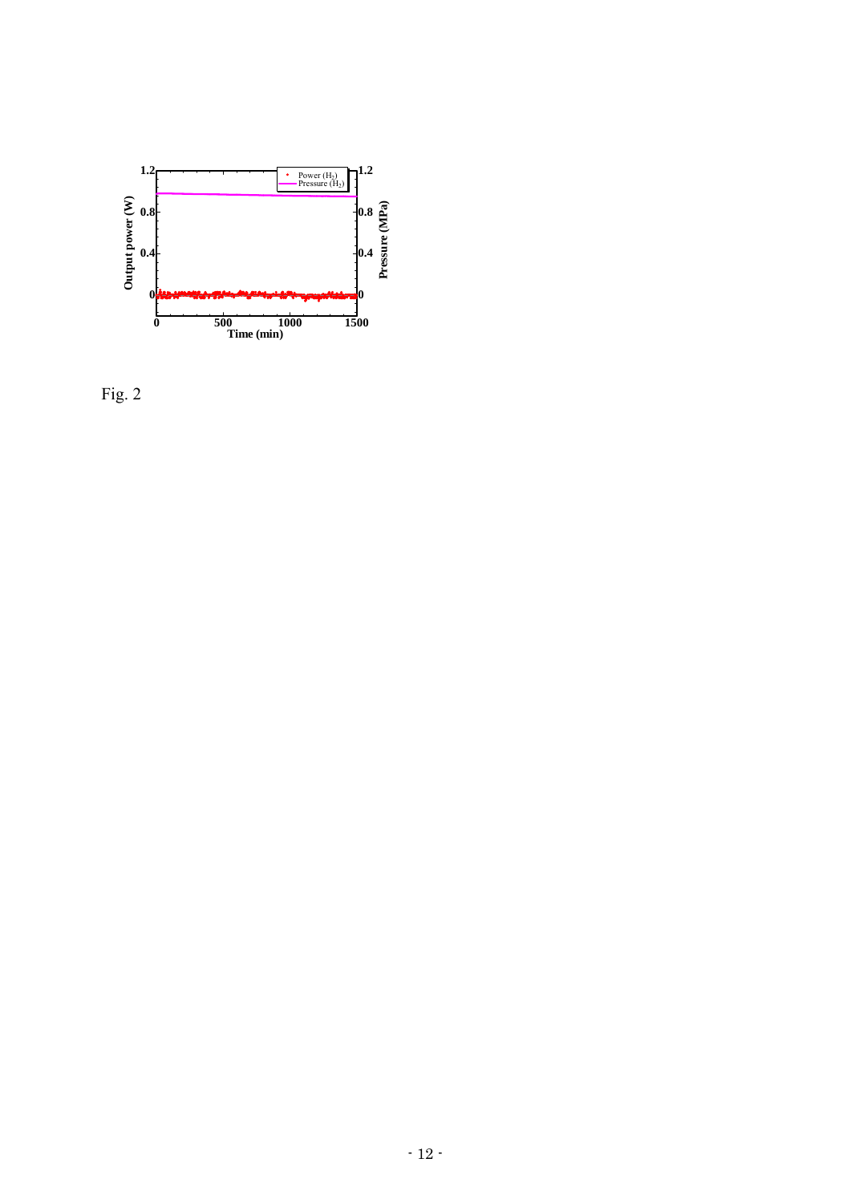Fig. 2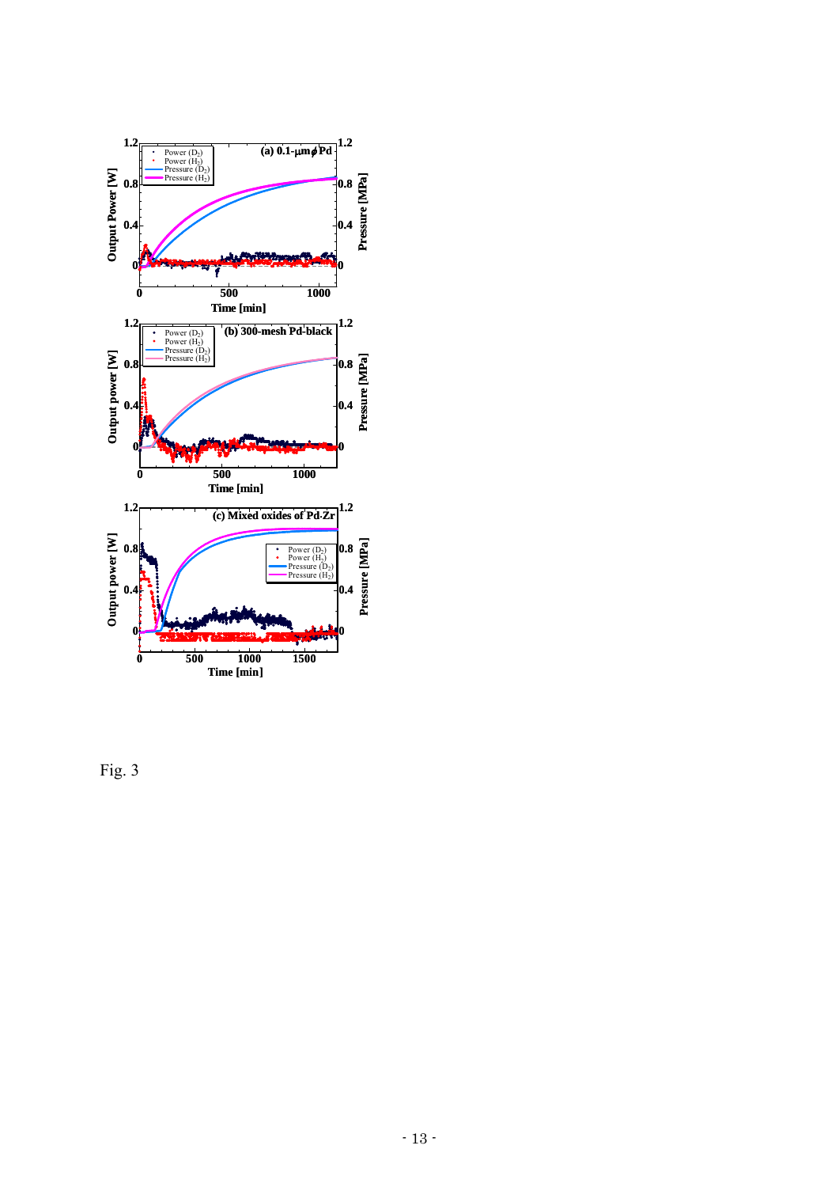(a) 0.1-μmϕ Pd

Output Power [W]

Pressure [MPa]

Time [min]

Power ($D_2$)
Power ($H_2$)
Pressure ($D_2$)
Pressure ($H_2$)

1.2
0.8
0.4
0
0
500
1000

(b) 300-mesh Pd-black

Output power [W]

Pressure [MPa]

Time [min]

Power ($D_2$)
Power ($H_2$)
Pressure ($D_2$)
Pressure ($H_2$)

1.2
0.8
0.4
0
0
500
1000

(c) Mixed oxides of Pd·Zr

Output power [W]

Pressure [MPa]

Time [min]

Power ($D_2$)
Power ($H_2$)
Pressure ($D_2$)
Pressure ($H_2$)

1.2
0.8
0.4
0
0
500
1000
1500

Fig. 3